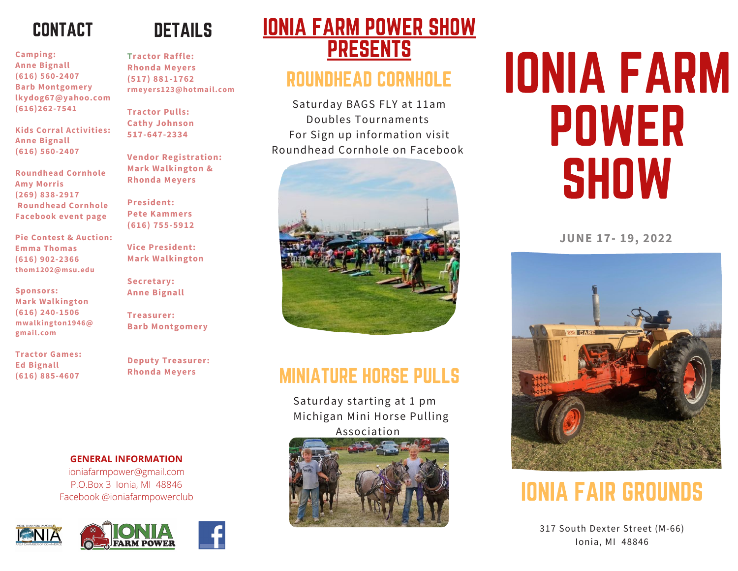## CONTACT

**Camping:**
Anne Bignall
(616) 560-2407
Barb Montgomery
lkydog67@yahoo.com
(616)262-7541

**Kids Corral Activities:**
Anne Bignall
(616) 560-2407

**Roundhead Cornhole**
Amy Morris
(269) 838-2917
Roundhead Cornhole Facebook event page

**Pie Contest & Auction:**
Emma Thomas
(616) 902-2366
thom1202@msu.edu

**Sponsors:**
Mark Walkington
(616) 240-1506
mwalkington1946@gmail.com

**Tractor Games:**
Ed Bignall
(616) 885-4607

## DETAILS

**Tractor Raffle:**
Rhonda Meyers
(517) 881-1762
rmeyers123@hotmail.com

**Tractor Pulls:**
Cathy Johnson
517-647-2334

**Vendor Registration:**
Mark Walkington & Rhonda Meyers

**President:**
Pete Kammers
(616) 755-5912

**Vice President:**
Mark Walkington

**Secretary:**
Anne Bignall

**Treasurer:**
Barb Montgomery

**Deputy Treasurer:**
Rhonda Meyers

**GENERAL INFORMATION**
ioniafarmpower@gmail.com
P.O.Box 3 Ionia, MI 48846
Facebook @ioniafarmpowerclub

# IONIA FARM POWER SHOW PRESENTS

## ROUNDHEAD CORNHOLE

Saturday BAGS FLY at 11am
Doubles Tournaments
For Sign up information visit Roundhead Cornhole on Facebook

## MINIATURE HORSE PULLS

Saturday starting at 1 pm
Michigan Mini Horse Pulling Association

# IONIA FARM POWER SHOW

**JUNE 17- 19, 2022**

## IONIA FAIR GROUNDS

317 South Dexter Street (M-66)
Ionia, MI 48846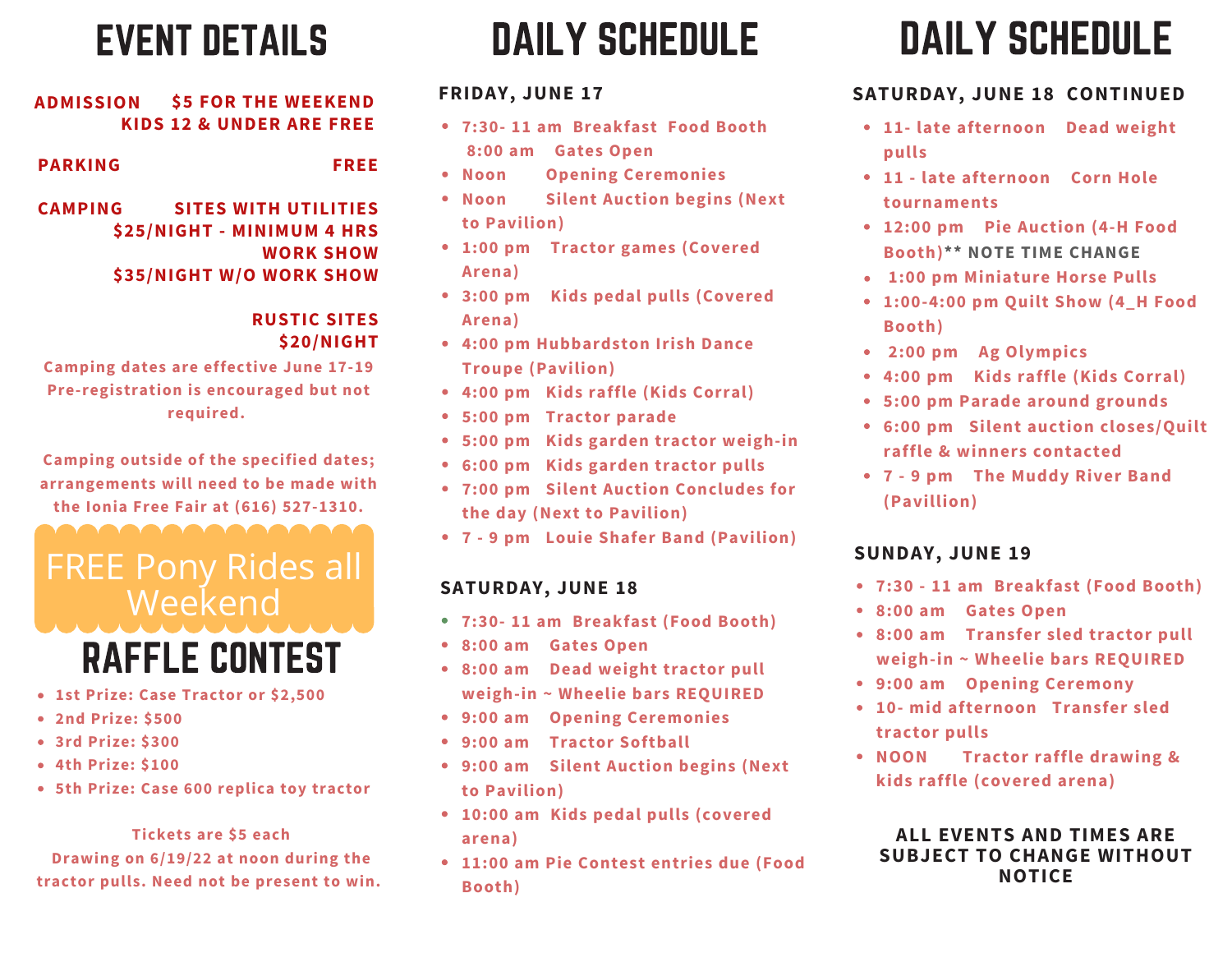# EVENT DETAILS

**ADMISSION** **$5 FOR THE WEEKEND**
**KIDS 12 & UNDER ARE FREE**

**PARKING** **FREE**

**CAMPING** **SITES WITH UTILITIES**
**$25/NIGHT - MINIMUM 4 HRS WORK SHOW**
**$35/NIGHT W/O WORK SHOW**

**RUSTIC SITES**
**$20/NIGHT**

**Camping dates are effective June 17-19**
**Pre-registration is encouraged but not required.**

**Camping outside of the specified dates; arrangements will need to be made with the Ionia Free Fair at (616) 527-1310.**

FREE Pony Rides all Weekend

# RAFFLE CONTEST

- **1st Prize: Case Tractor or $2,500**
- **2nd Prize: $500**
- **3rd Prize: $300**
- **4th Prize: $100**
- **5th Prize: Case 600 replica toy tractor**

**Tickets are $5 each**
**Drawing on 6/19/22 at noon during the tractor pulls. Need not be present to win.**

# DAILY SCHEDULE

### FRIDAY, JUNE 17

- **7:30- 11 am Breakfast Food Booth**
  **8:00 am Gates Open**
- **Noon Opening Ceremonies**
- **Noon Silent Auction begins (Next to Pavilion)**
- **1:00 pm Tractor games (Covered Arena)**
- **3:00 pm Kids pedal pulls (Covered Arena)**
- **4:00 pm Hubbardston Irish Dance Troupe (Pavilion)**
- **4:00 pm Kids raffle (Kids Corral)**
- **5:00 pm Tractor parade**
- **5:00 pm Kids garden tractor weigh-in**
- **6:00 pm Kids garden tractor pulls**
- **7:00 pm Silent Auction Concludes for the day (Next to Pavilion)**
- **7 - 9 pm Louie Shafer Band (Pavilion)**

### SATURDAY, JUNE 18

- **7:30- 11 am Breakfast (Food Booth)**
- **8:00 am Gates Open**
- **8:00 am Dead weight tractor pull weigh-in ~ Wheelie bars REQUIRED**
- **9:00 am Opening Ceremonies**
- **9:00 am Tractor Softball**
- **9:00 am Silent Auction begins (Next to Pavilion)**
- **10:00 am Kids pedal pulls (covered arena)**
- **11:00 am Pie Contest entries due (Food Booth)**

# DAILY SCHEDULE

### SATURDAY, JUNE 18 CONTINUED

- **11- late afternoon Dead weight pulls**
- **11 - late afternoon Corn Hole tournaments**
- **12:00 pm Pie Auction (4-H Food Booth)\*\* NOTE TIME CHANGE**
- **1:00 pm Miniature Horse Pulls**
- **1:00-4:00 pm Quilt Show (4_H Food Booth)**
- **2:00 pm Ag Olympics**
- **4:00 pm Kids raffle (Kids Corral)**
- **5:00 pm Parade around grounds**
- **6:00 pm Silent auction closes/Quilt raffle & winners contacted**
- **7 - 9 pm The Muddy River Band (Pavillion)**

### SUNDAY, JUNE 19

- **7:30 - 11 am Breakfast (Food Booth)**
- **8:00 am Gates Open**
- **8:00 am Transfer sled tractor pull weigh-in ~ Wheelie bars REQUIRED**
- **9:00 am Opening Ceremony**
- **10- mid afternoon Transfer sled tractor pulls**
- **NOON Tractor raffle drawing & kids raffle (covered arena)**

**ALL EVENTS AND TIMES ARE SUBJECT TO CHANGE WITHOUT NOTICE**